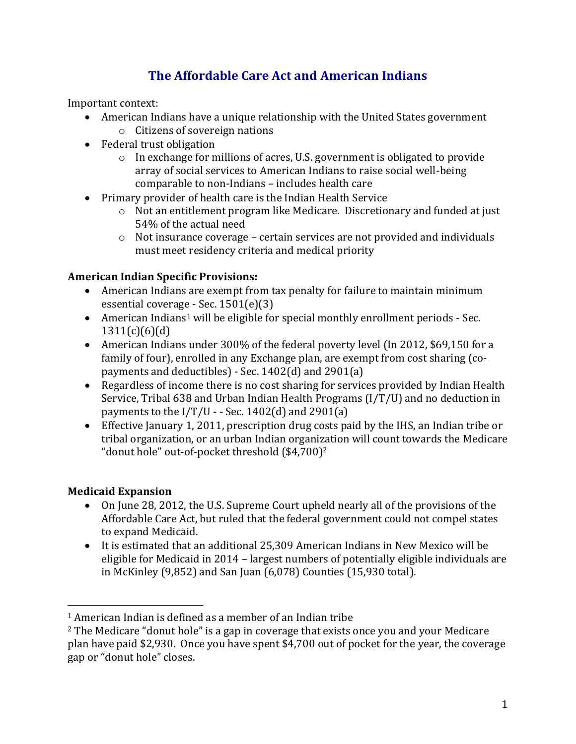# The Affordable Care Act and American Indians

Important context:

- American Indians have a unique relationship with the United States government
  - Citizens of sovereign nations
- Federal trust obligation
  - In exchange for millions of acres, U.S. government is obligated to provide array of social services to American Indians to raise social well-being comparable to non-Indians – includes health care
- Primary provider of health care is the Indian Health Service
  - Not an entitlement program like Medicare. Discretionary and funded at just 54% of the actual need
  - Not insurance coverage – certain services are not provided and individuals must meet residency criteria and medical priority

**American Indian Specific Provisions:**

- American Indians are exempt from tax penalty for failure to maintain minimum essential coverage - Sec. 1501(e)(3)
- American Indians[1] will be eligible for special monthly enrollment periods - Sec. 1311(c)(6)(d)
- American Indians under 300% of the federal poverty level (In 2012, $69,150 for a family of four), enrolled in any Exchange plan, are exempt from cost sharing (co-payments and deductibles) - Sec. 1402(d) and 2901(a)
- Regardless of income there is no cost sharing for services provided by Indian Health Service, Tribal 638 and Urban Indian Health Programs (I/T/U) and no deduction in payments to the I/T/U - - Sec. 1402(d) and 2901(a)
- Effective January 1, 2011, prescription drug costs paid by the IHS, an Indian tribe or tribal organization, or an urban Indian organization will count towards the Medicare "donut hole" out-of-pocket threshold ($4,700)[2]

**Medicaid Expansion**

- On June 28, 2012, the U.S. Supreme Court upheld nearly all of the provisions of the Affordable Care Act, but ruled that the federal government could not compel states to expand Medicaid.
- It is estimated that an additional 25,309 American Indians in New Mexico will be eligible for Medicaid in 2014 – largest numbers of potentially eligible individuals are in McKinley (9,852) and San Juan (6,078) Counties (15,930 total).

---

[1] American Indian is defined as a member of an Indian tribe

[2] The Medicare "donut hole" is a gap in coverage that exists once you and your Medicare plan have paid $2,930. Once you have spent $4,700 out of pocket for the year, the coverage gap or "donut hole" closes.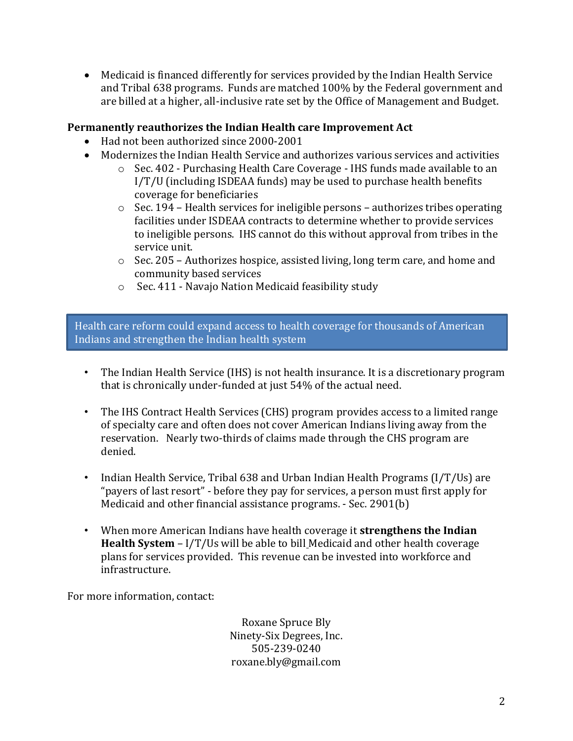- Medicaid is financed differently for services provided by the Indian Health Service and Tribal 638 programs. Funds are matched 100% by the Federal government and are billed at a higher, all-inclusive rate set by the Office of Management and Budget.

**Permanently reauthorizes the Indian Health care Improvement Act**

- Had not been authorized since 2000-2001
- Modernizes the Indian Health Service and authorizes various services and activities
  - Sec. 402 - Purchasing Health Care Coverage - IHS funds made available to an I/T/U (including ISDEAA funds) may be used to purchase health benefits coverage for beneficiaries
  - Sec. 194 – Health services for ineligible persons – authorizes tribes operating facilities under ISDEAA contracts to determine whether to provide services to ineligible persons. IHS cannot do this without approval from tribes in the service unit.
  - Sec. 205 – Authorizes hospice, assisted living, long term care, and home and community based services
  - Sec. 411 - Navajo Nation Medicaid feasibility study

## Health care reform could expand access to health coverage for thousands of American Indians and strengthen the Indian health system

- The Indian Health Service (IHS) is not health insurance. It is a discretionary program that is chronically under-funded at just 54% of the actual need.

- The IHS Contract Health Services (CHS) program provides access to a limited range of specialty care and often does not cover American Indians living away from the reservation. Nearly two-thirds of claims made through the CHS program are denied.

- Indian Health Service, Tribal 638 and Urban Indian Health Programs (I/T/Us) are "payers of last resort" - before they pay for services, a person must first apply for Medicaid and other financial assistance programs. - Sec. 2901(b)

- When more American Indians have health coverage it **strengthens the Indian Health System** – I/T/Us will be able to bill Medicaid and other health coverage plans for services provided. This revenue can be invested into workforce and infrastructure.

For more information, contact:

Roxane Spruce Bly
Ninety-Six Degrees, Inc.
505-239-0240
roxane.bly@gmail.com